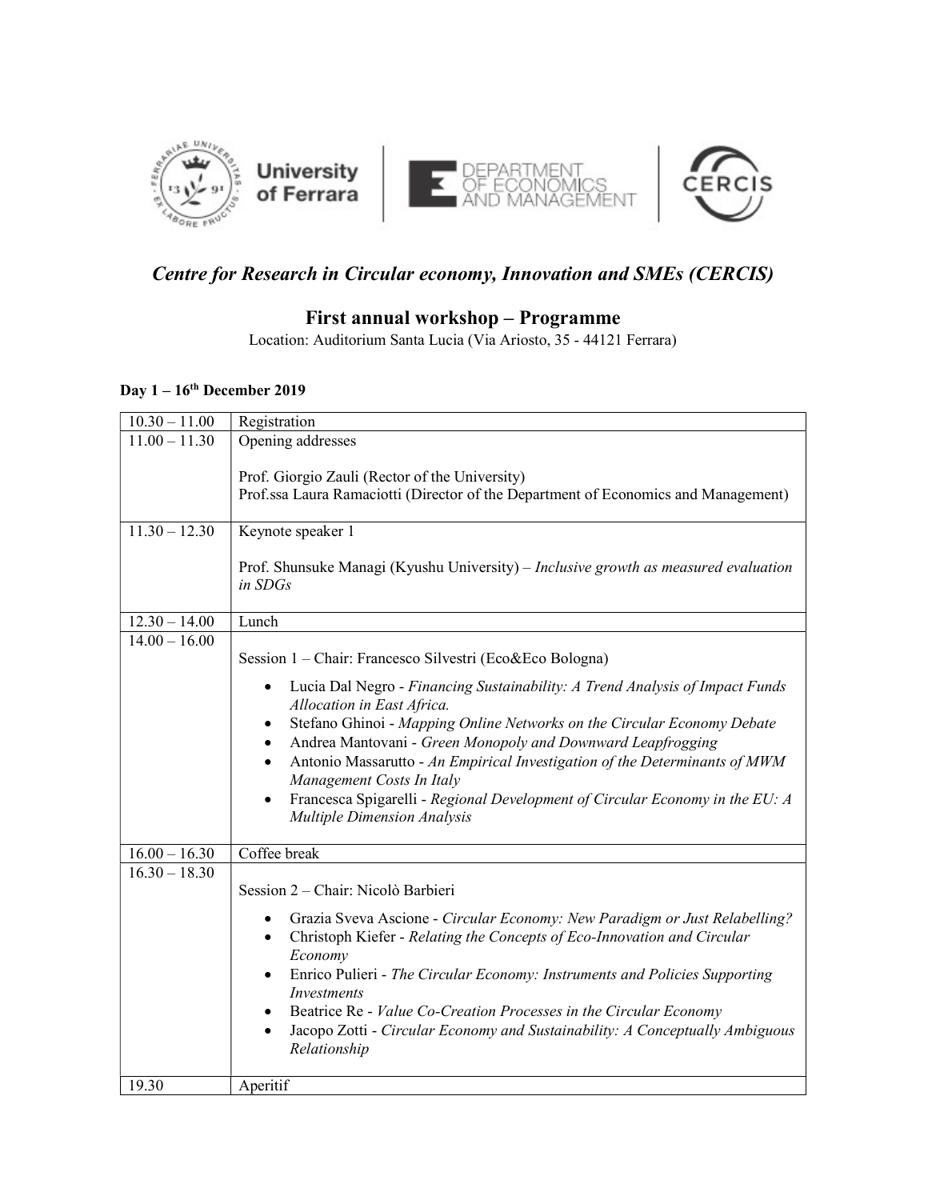University of Ferrara | DEPARTMENT OF ECONOMICS AND MANAGEMENT | CERCIS

## *Centre for Research in Circular economy, Innovation and SMEs (CERCIS)*

# First annual workshop – Programme

Location: Auditorium Santa Lucia (Via Ariosto, 35 - 44121 Ferrara)

**Day 1 – 16th December 2019**

| | |
|---|---|
| 10.30 – 11.00 | Registration |
| 11.00 – 11.30 | Opening addresses<br><br>Prof. Giorgio Zauli (Rector of the University)<br>Prof.ssa Laura Ramaciotti (Director of the Department of Economics and Management) |
| 11.30 – 12.30 | Keynote speaker 1<br><br>Prof. Shunsuke Managi (Kyushu University) – *Inclusive growth as measured evaluation in SDGs* |
| 12.30 – 14.00 | Lunch |
| 14.00 – 16.00 | Session 1 – Chair: Francesco Silvestri (Eco&Eco Bologna)<br><br>• Lucia Dal Negro - *Financing Sustainability: A Trend Analysis of Impact Funds Allocation in East Africa.*<br>• Stefano Ghinoi - *Mapping Online Networks on the Circular Economy Debate*<br>• Andrea Mantovani - *Green Monopoly and Downward Leapfrogging*<br>• Antonio Massarutto - *An Empirical Investigation of the Determinants of MWM Management Costs In Italy*<br>• Francesca Spigarelli - *Regional Development of Circular Economy in the EU: A Multiple Dimension Analysis* |
| 16.00 – 16.30 | Coffee break |
| 16.30 – 18.30 | Session 2 – Chair: Nicolò Barbieri<br><br>• Grazia Sveva Ascione - *Circular Economy: New Paradigm or Just Relabelling?*<br>• Christoph Kiefer - *Relating the Concepts of Eco-Innovation and Circular Economy*<br>• Enrico Pulieri - *The Circular Economy: Instruments and Policies Supporting Investments*<br>• Beatrice Re - *Value Co-Creation Processes in the Circular Economy*<br>• Jacopo Zotti - *Circular Economy and Sustainability: A Conceptually Ambiguous Relationship* |
| 19.30 | Aperitif |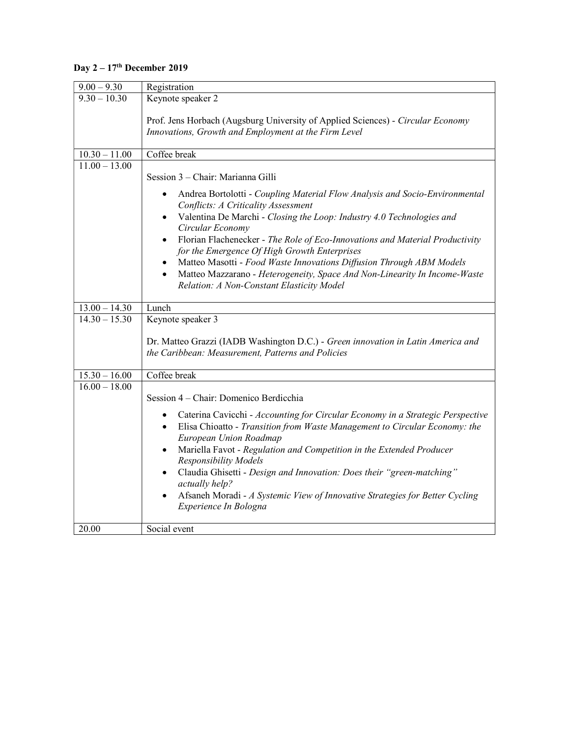**Day 2 – 17th December 2019**

| | |
|---|---|
| 9.00 – 9.30 | Registration |
| 9.30 – 10.30 | Keynote speaker 2<br><br>Prof. Jens Horbach (Augsburg University of Applied Sciences) - *Circular Economy Innovations, Growth and Employment at the Firm Level* |
| 10.30 – 11.00 | Coffee break |
| 11.00 – 13.00 | Session 3 – Chair: Marianna Gilli<br>• Andrea Bortolotti - *Coupling Material Flow Analysis and Socio-Environmental Conflicts: A Criticality Assessment*<br>• Valentina De Marchi - *Closing the Loop: Industry 4.0 Technologies and Circular Economy*<br>• Florian Flachenecker - *The Role of Eco-Innovations and Material Productivity for the Emergence Of High Growth Enterprises*<br>• Matteo Masotti - *Food Waste Innovations Diffusion Through ABM Models*<br>• Matteo Mazzarano - *Heterogeneity, Space And Non-Linearity In Income-Waste Relation: A Non-Constant Elasticity Model* |
| 13.00 – 14.30 | Lunch |
| 14.30 – 15.30 | Keynote speaker 3<br><br>Dr. Matteo Grazzi (IADB Washington D.C.) - *Green innovation in Latin America and the Caribbean: Measurement, Patterns and Policies* |
| 15.30 – 16.00 | Coffee break |
| 16.00 – 18.00 | Session 4 – Chair: Domenico Berdicchia<br>• Caterina Cavicchi - *Accounting for Circular Economy in a Strategic Perspective*<br>• Elisa Chioatto - *Transition from Waste Management to Circular Economy: the European Union Roadmap*<br>• Mariella Favot - *Regulation and Competition in the Extended Producer Responsibility Models*<br>• Claudia Ghisetti - *Design and Innovation: Does their "green-matching" actually help?*<br>• Afsaneh Moradi - *A Systemic View of Innovative Strategies for Better Cycling Experience In Bologna* |
| 20.00 | Social event |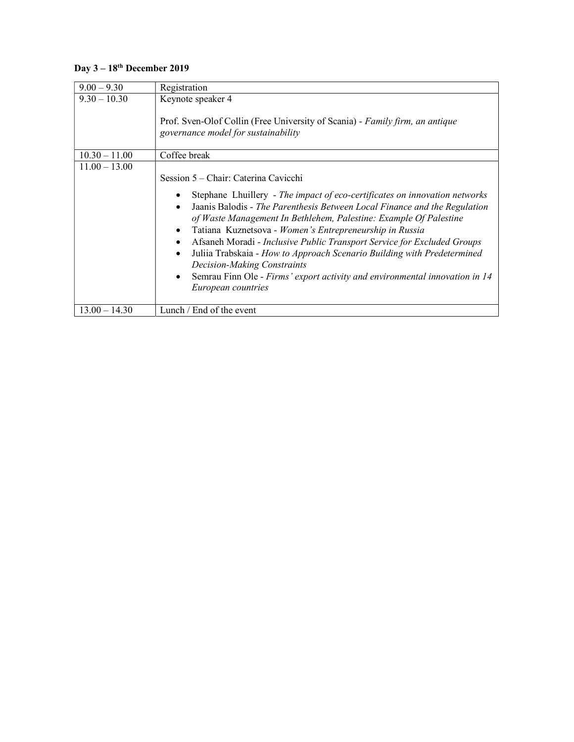**Day 3 – 18th December 2019**

| | |
|---|---|
| 9.00 – 9.30 | Registration |
| 9.30 – 10.30 | Keynote speaker 4<br><br>Prof. Sven-Olof Collin (Free University of Scania) - *Family firm, an antique governance model for sustainability* |
| 10.30 – 11.00 | Coffee break |
| 11.00 – 13.00 | Session 5 – Chair: Caterina Cavicchi<br><br>• Stephane Lhuillery - *The impact of eco-certificates on innovation networks*<br>• Jaanis Balodis - *The Parenthesis Between Local Finance and the Regulation of Waste Management In Bethlehem, Palestine: Example Of Palestine*<br>• Tatiana Kuznetsova - *Women's Entrepreneurship in Russia*<br>• Afsaneh Moradi - *Inclusive Public Transport Service for Excluded Groups*<br>• Juliia Trabskaia - *How to Approach Scenario Building with Predetermined Decision-Making Constraints*<br>• Semrau Finn Ole - *Firms' export activity and environmental innovation in 14 European countries* |
| 13.00 – 14.30 | Lunch / End of the event |